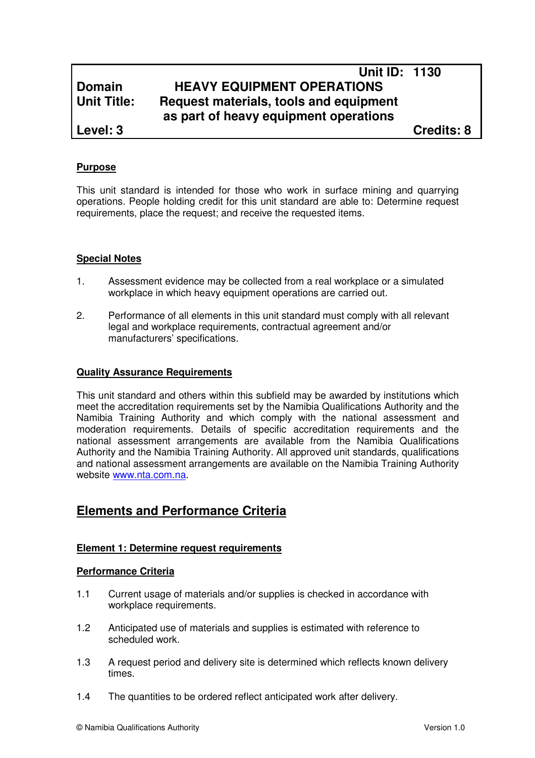| | Unit ID: 1130 | |
|---|---|---|
| **Domain** | **HEAVY EQUIPMENT OPERATIONS** | |
| **Unit Title:** | **Request materials, tools and equipment as part of heavy equipment operations** | |
| **Level: 3** | | **Credits: 8** |

## Purpose

This unit standard is intended for those who work in surface mining and quarrying operations. People holding credit for this unit standard are able to: Determine request requirements, place the request; and receive the requested items.

## Special Notes

1. Assessment evidence may be collected from a real workplace or a simulated workplace in which heavy equipment operations are carried out.

2. Performance of all elements in this unit standard must comply with all relevant legal and workplace requirements, contractual agreement and/or manufacturers' specifications.

## Quality Assurance Requirements

This unit standard and others within this subfield may be awarded by institutions which meet the accreditation requirements set by the Namibia Qualifications Authority and the Namibia Training Authority and which comply with the national assessment and moderation requirements. Details of specific accreditation requirements and the national assessment arrangements are available from the Namibia Qualifications Authority and the Namibia Training Authority. All approved unit standards, qualifications and national assessment arrangements are available on the Namibia Training Authority website www.nta.com.na.

# Elements and Performance Criteria

### Element 1: Determine request requirements

#### Performance Criteria

1.1 Current usage of materials and/or supplies is checked in accordance with workplace requirements.

1.2 Anticipated use of materials and supplies is estimated with reference to scheduled work.

1.3 A request period and delivery site is determined which reflects known delivery times.

1.4 The quantities to be ordered reflect anticipated work after delivery.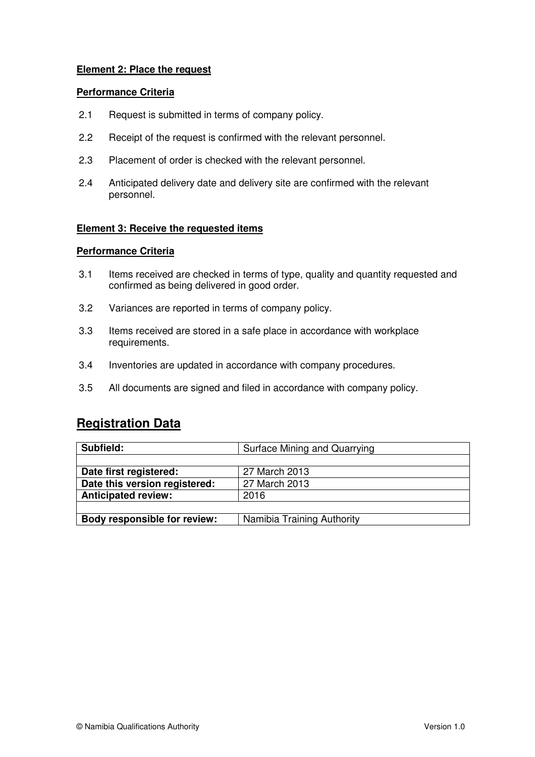**Element 2: Place the request**

**Performance Criteria**

2.1 Request is submitted in terms of company policy.

2.2 Receipt of the request is confirmed with the relevant personnel.

2.3 Placement of order is checked with the relevant personnel.

2.4 Anticipated delivery date and delivery site are confirmed with the relevant personnel.

**Element 3: Receive the requested items**

**Performance Criteria**

3.1 Items received are checked in terms of type, quality and quantity requested and confirmed as being delivered in good order.

3.2 Variances are reported in terms of company policy.

3.3 Items received are stored in a safe place in accordance with workplace requirements.

3.4 Inventories are updated in accordance with company procedures.

3.5 All documents are signed and filed in accordance with company policy.

## Registration Data

| | |
|---|---|
| **Subfield:** | Surface Mining and Quarrying |
| | |
| **Date first registered:** | 27 March 2013 |
| **Date this version registered:** | 27 March 2013 |
| **Anticipated review:** | 2016 |
| | |
| **Body responsible for review:** | Namibia Training Authority |